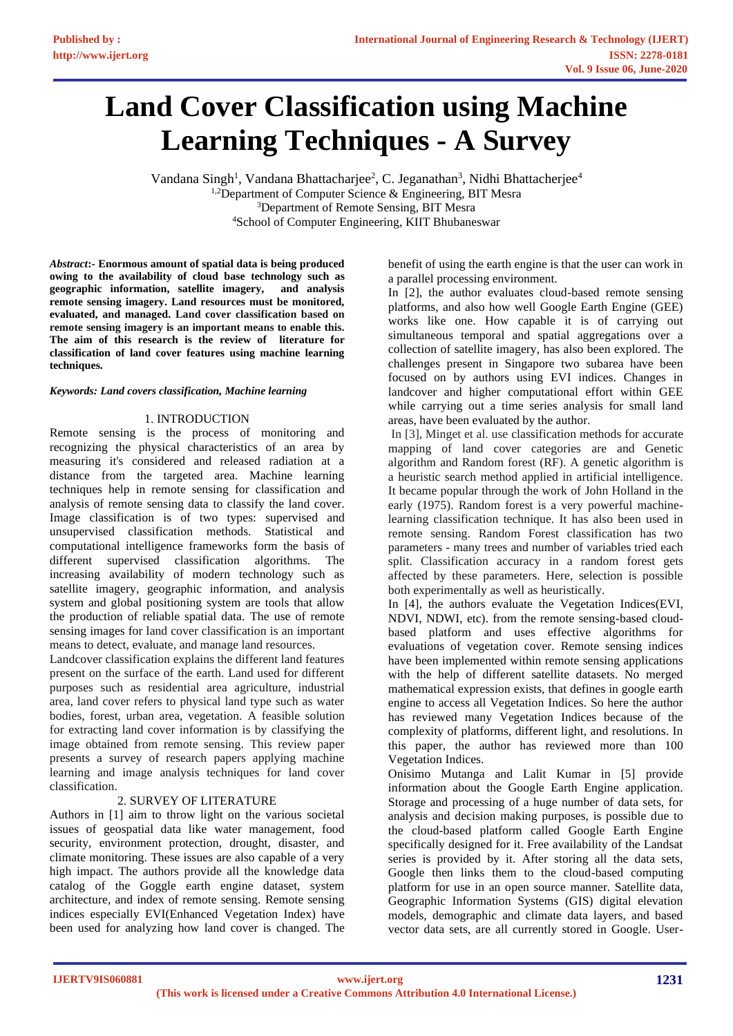# Land Cover Classification using Machine Learning Techniques - A Survey

Vandana Singh[1], Vandana Bhattacharjee[2], C. Jeganathan[3], Nidhi Bhattacherjee[4]

[1,2]Department of Computer Science & Engineering, BIT Mesra

[3]Department of Remote Sensing, BIT Mesra

[4]School of Computer Engineering, KIIT Bhubaneswar

***Abstract*:- Enormous amount of spatial data is being produced owing to the availability of cloud base technology such as geographic information, satellite imagery, and analysis remote sensing imagery. Land resources must be monitored, evaluated, and managed. Land cover classification based on remote sensing imagery is an important means to enable this. The aim of this research is the review of literature for classification of land cover features using machine learning techniques.**

***Keywords: Land covers classification, Machine learning***

## 1. INTRODUCTION

Remote sensing is the process of monitoring and recognizing the physical characteristics of an area by measuring it's considered and released radiation at a distance from the targeted area. Machine learning techniques help in remote sensing for classification and analysis of remote sensing data to classify the land cover. Image classification is of two types: supervised and unsupervised classification methods. Statistical and computational intelligence frameworks form the basis of different supervised classification algorithms. The increasing availability of modern technology such as satellite imagery, geographic information, and analysis system and global positioning system are tools that allow the production of reliable spatial data. The use of remote sensing images for land cover classification is an important means to detect, evaluate, and manage land resources.

Landcover classification explains the different land features present on the surface of the earth. Land used for different purposes such as residential area agriculture, industrial area, land cover refers to physical land type such as water bodies, forest, urban area, vegetation. A feasible solution for extracting land cover information is by classifying the image obtained from remote sensing. This review paper presents a survey of research papers applying machine learning and image analysis techniques for land cover classification.

## 2. SURVEY OF LITERATURE

Authors in [1] aim to throw light on the various societal issues of geospatial data like water management, food security, environment protection, drought, disaster, and climate monitoring. These issues are also capable of a very high impact. The authors provide all the knowledge data catalog of the Goggle earth engine dataset, system architecture, and index of remote sensing. Remote sensing indices especially EVI(Enhanced Vegetation Index) have been used for analyzing how land cover is changed. The benefit of using the earth engine is that the user can work in a parallel processing environment.

In [2], the author evaluates cloud-based remote sensing platforms, and also how well Google Earth Engine (GEE) works like one. How capable it is of carrying out simultaneous temporal and spatial aggregations over a collection of satellite imagery, has also been explored. The challenges present in Singapore two subarea have been focused on by authors using EVI indices. Changes in landcover and higher computational effort within GEE while carrying out a time series analysis for small land areas, have been evaluated by the author.

In [3], Minget et al. use classification methods for accurate mapping of land cover categories are and Genetic algorithm and Random forest (RF). A genetic algorithm is a heuristic search method applied in artificial intelligence. It became popular through the work of John Holland in the early (1975). Random forest is a very powerful machine-learning classification technique. It has also been used in remote sensing. Random Forest classification has two parameters - many trees and number of variables tried each split. Classification accuracy in a random forest gets affected by these parameters. Here, selection is possible both experimentally as well as heuristically.

In [4], the authors evaluate the Vegetation Indices(EVI, NDVI, NDWI, etc). from the remote sensing-based cloud-based platform and uses effective algorithms for evaluations of vegetation cover. Remote sensing indices have been implemented within remote sensing applications with the help of different satellite datasets. No merged mathematical expression exists, that defines in google earth engine to access all Vegetation Indices. So here the author has reviewed many Vegetation Indices because of the complexity of platforms, different light, and resolutions. In this paper, the author has reviewed more than 100 Vegetation Indices.

Onisimo Mutanga and Lalit Kumar in [5] provide information about the Google Earth Engine application. Storage and processing of a huge number of data sets, for analysis and decision making purposes, is possible due to the cloud-based platform called Google Earth Engine specifically designed for it. Free availability of the Landsat series is provided by it. After storing all the data sets, Google then links them to the cloud-based computing platform for use in an open source manner. Satellite data, Geographic Information Systems (GIS) digital elevation models, demographic and climate data layers, and based vector data sets, are all currently stored in Google. User-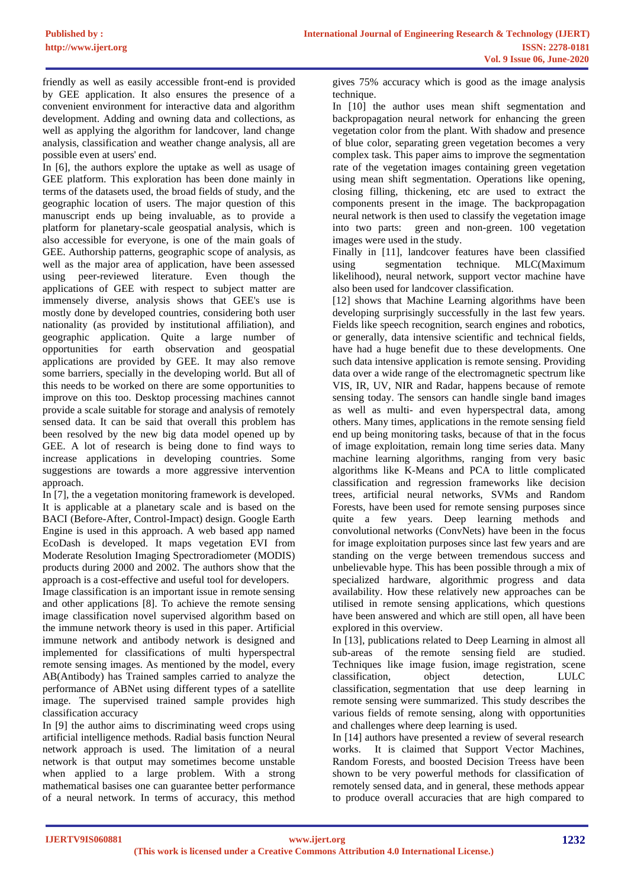friendly as well as easily accessible front-end is provided by GEE application. It also ensures the presence of a convenient environment for interactive data and algorithm development. Adding and owning data and collections, as well as applying the algorithm for landcover, land change analysis, classification and weather change analysis, all are possible even at users' end.

In [6], the authors explore the uptake as well as usage of GEE platform. This exploration has been done mainly in terms of the datasets used, the broad fields of study, and the geographic location of users. The major question of this manuscript ends up being invaluable, as to provide a platform for planetary-scale geospatial analysis, which is also accessible for everyone, is one of the main goals of GEE. Authorship patterns, geographic scope of analysis, as well as the major area of application, have been assessed using peer-reviewed literature. Even though the applications of GEE with respect to subject matter are immensely diverse, analysis shows that GEE's use is mostly done by developed countries, considering both user nationality (as provided by institutional affiliation), and geographic application. Quite a large number of opportunities for earth observation and geospatial applications are provided by GEE. It may also remove some barriers, specially in the developing world. But all of this needs to be worked on there are some opportunities to improve on this too. Desktop processing machines cannot provide a scale suitable for storage and analysis of remotely sensed data. It can be said that overall this problem has been resolved by the new big data model opened up by GEE. A lot of research is being done to find ways to increase applications in developing countries. Some suggestions are towards a more aggressive intervention approach.

In [7], the a vegetation monitoring framework is developed. It is applicable at a planetary scale and is based on the BACI (Before-After, Control-Impact) design. Google Earth Engine is used in this approach. A web based app named EcoDash is developed. It maps vegetation EVI from Moderate Resolution Imaging Spectroradiometer (MODIS) products during 2000 and 2002. The authors show that the approach is a cost-effective and useful tool for developers.

Image classification is an important issue in remote sensing and other applications [8]. To achieve the remote sensing image classification novel supervised algorithm based on the immune network theory is used in this paper. Artificial immune network and antibody network is designed and implemented for classifications of multi hyperspectral remote sensing images. As mentioned by the model, every AB(Antibody) has Trained samples carried to analyze the performance of ABNet using different types of a satellite image. The supervised trained sample provides high classification accuracy

In [9] the author aims to discriminating weed crops using artificial intelligence methods. Radial basis function Neural network approach is used. The limitation of a neural network is that output may sometimes become unstable when applied to a large problem. With a strong mathematical basises one can guarantee better performance of a neural network. In terms of accuracy, this method gives 75% accuracy which is good as the image analysis technique.

In [10] the author uses mean shift segmentation and backpropagation neural network for enhancing the green vegetation color from the plant. With shadow and presence of blue color, separating green vegetation becomes a very complex task. This paper aims to improve the segmentation rate of the vegetation images containing green vegetation using mean shift segmentation. Operations like opening, closing filling, thickening, etc are used to extract the components present in the image. The backpropagation neural network is then used to classify the vegetation image into two parts: green and non-green. 100 vegetation images were used in the study.

Finally in [11], landcover features have been classified using segmentation technique. MLC(Maximum likelihood), neural network, support vector machine have also been used for landcover classification.

[12] shows that Machine Learning algorithms have been developing surprisingly successfully in the last few years. Fields like speech recognition, search engines and robotics, or generally, data intensive scientific and technical fields, have had a huge benefit due to these developments. One such data intensive application is remote sensing. Providing data over a wide range of the electromagnetic spectrum like VIS, IR, UV, NIR and Radar, happens because of remote sensing today. The sensors can handle single band images as well as multi- and even hyperspectral data, among others. Many times, applications in the remote sensing field end up being monitoring tasks, because of that in the focus of image exploitation, remain long time series data. Many machine learning algorithms, ranging from very basic algorithms like K-Means and PCA to little complicated classification and regression frameworks like decision trees, artificial neural networks, SVMs and Random Forests, have been used for remote sensing purposes since quite a few years. Deep learning methods and convolutional networks (ConvNets) have been in the focus for image exploitation purposes since last few years and are standing on the verge between tremendous success and unbelievable hype. This has been possible through a mix of specialized hardware, algorithmic progress and data availability. How these relatively new approaches can be utilised in remote sensing applications, which questions have been answered and which are still open, all have been explored in this overview.

In [13], publications related to Deep Learning in almost all sub-areas of the remote sensing field are studied. Techniques like image fusion, image registration, scene classification, object detection, LULC classification, segmentation that use deep learning in remote sensing were summarized. This study describes the various fields of remote sensing, along with opportunities and challenges where deep learning is used.

In [14] authors have presented a review of several research works. It is claimed that Support Vector Machines, Random Forests, and boosted Decision Treess have been shown to be very powerful methods for classification of remotely sensed data, and in general, these methods appear to produce overall accuracies that are high compared to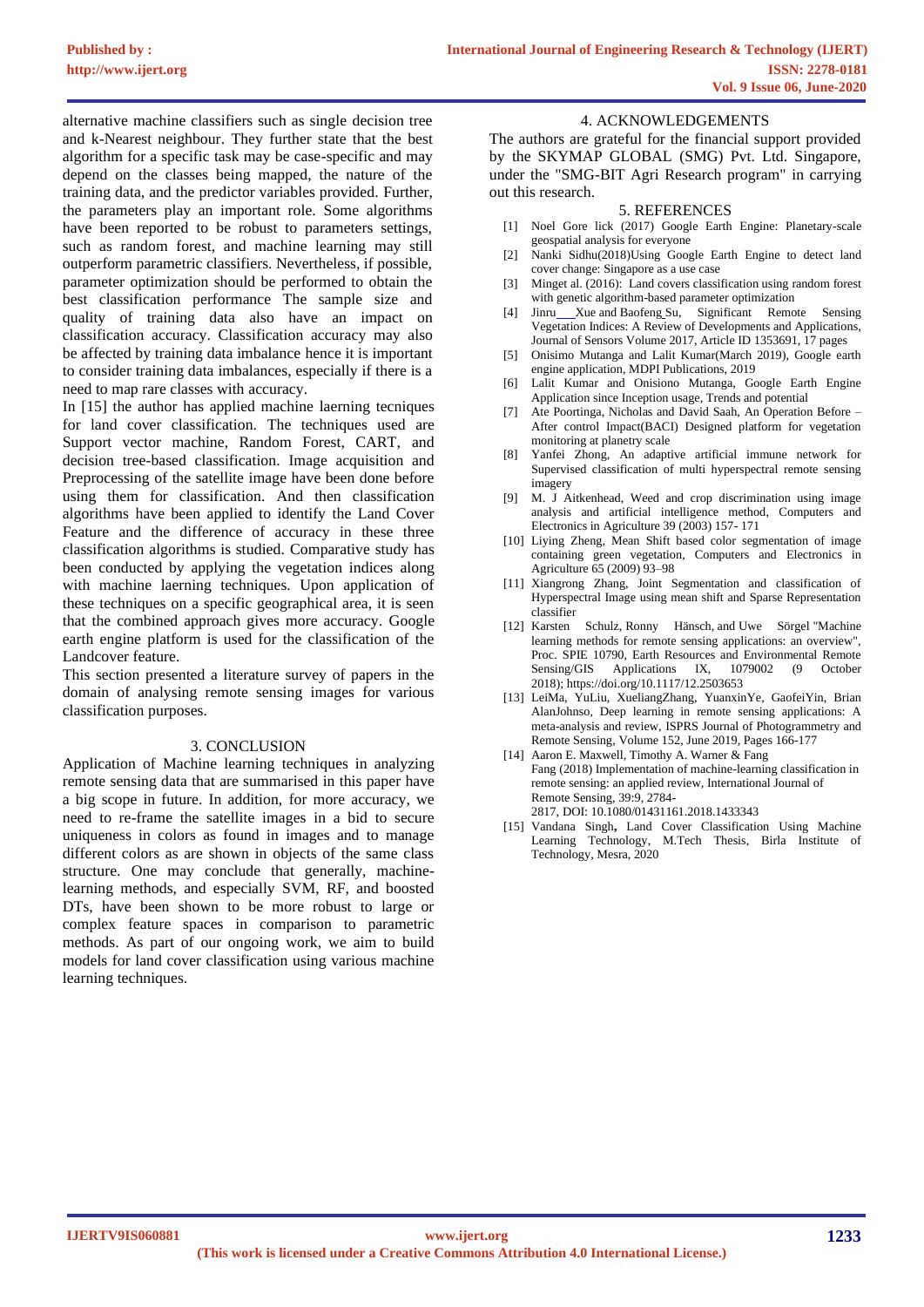alternative machine classifiers such as single decision tree and k-Nearest neighbour. They further state that the best algorithm for a specific task may be case-specific and may depend on the classes being mapped, the nature of the training data, and the predictor variables provided. Further, the parameters play an important role. Some algorithms have been reported to be robust to parameters settings, such as random forest, and machine learning may still outperform parametric classifiers. Nevertheless, if possible, parameter optimization should be performed to obtain the best classification performance The sample size and quality of training data also have an impact on classification accuracy. Classification accuracy may also be affected by training data imbalance hence it is important to consider training data imbalances, especially if there is a need to map rare classes with accuracy.

In [15] the author has applied machine laerning tecniques for land cover classification. The techniques used are Support vector machine, Random Forest, CART, and decision tree-based classification. Image acquisition and Preprocessing of the satellite image have been done before using them for classification. And then classification algorithms have been applied to identify the Land Cover Feature and the difference of accuracy in these three classification algorithms is studied. Comparative study has been conducted by applying the vegetation indices along with machine laerning techniques. Upon application of these techniques on a specific geographical area, it is seen that the combined approach gives more accuracy. Google earth engine platform is used for the classification of the Landcover feature.

This section presented a literature survey of papers in the domain of analysing remote sensing images for various classification purposes.

## 3. CONCLUSION

Application of Machine learning techniques in analyzing remote sensing data that are summarised in this paper have a big scope in future. In addition, for more accuracy, we need to re-frame the satellite images in a bid to secure uniqueness in colors as found in images and to manage different colors as are shown in objects of the same class structure. One may conclude that generally, machine-learning methods, and especially SVM, RF, and boosted DTs, have been shown to be more robust to large or complex feature spaces in comparison to parametric methods. As part of our ongoing work, we aim to build models for land cover classification using various machine learning techniques.

## 4. ACKNOWLEDGEMENTS

The authors are grateful for the financial support provided by the SKYMAP GLOBAL (SMG) Pvt. Ltd. Singapore, under the "SMG-BIT Agri Research program" in carrying out this research.

## 5. REFERENCES

[1] Noel Gore lick (2017) Google Earth Engine: Planetary-scale geospatial analysis for everyone

[2] Nanki Sidhu(2018)Using Google Earth Engine to detect land cover change: Singapore as a use case

[3] Minget al. (2016): Land covers classification using random forest with genetic algorithm-based parameter optimization

[4] Jinru Xue and Baofeng Su, Significant Remote Sensing Vegetation Indices: A Review of Developments and Applications, Journal of Sensors Volume 2017, Article ID 1353691, 17 pages

[5] Onisimo Mutanga and Lalit Kumar(March 2019), Google earth engine application, MDPI Publications, 2019

[6] Lalit Kumar and Onisiono Mutanga, Google Earth Engine Application since Inception usage, Trends and potential

[7] Ate Poortinga, Nicholas and David Saah, An Operation Before – After control Impact(BACI) Designed platform for vegetation monitoring at planetry scale

[8] Yanfei Zhong, An adaptive artificial immune network for Supervised classification of multi hyperspectral remote sensing imagery

[9] M. J Aitkenhead, Weed and crop discrimination using image analysis and artificial intelligence method, Computers and Electronics in Agriculture 39 (2003) 157- 171

[10] Liying Zheng, Mean Shift based color segmentation of image containing green vegetation, Computers and Electronics in Agriculture 65 (2009) 93–98

[11] Xiangrong Zhang, Joint Segmentation and classification of Hyperspectral Image using mean shift and Sparse Representation classifier

[12] Karsten Schulz, Ronny Hänsch, and Uwe Sörgel "Machine learning methods for remote sensing applications: an overview", Proc. SPIE 10790, Earth Resources and Environmental Remote Sensing/GIS Applications IX, 1079002 (9 October 2018); https://doi.org/10.1117/12.2503653

[13] LeiMa, YuLiu, XueliangZhang, YuanxinYe, GaofeiYin, Brian AlanJohnso, Deep learning in remote sensing applications: A meta-analysis and review, ISPRS Journal of Photogrammetry and Remote Sensing, Volume 152, June 2019, Pages 166-177

[14] Aaron E. Maxwell, Timothy A. Warner & Fang Fang (2018) Implementation of machine-learning classification in remote sensing: an applied review, International Journal of Remote Sensing, 39:9, 2784-2817, DOI: 10.1080/01431161.2018.1433343

[15] Vandana Singh, Land Cover Classification Using Machine Learning Technology, M.Tech Thesis, Birla Institute of Technology, Mesra, 2020